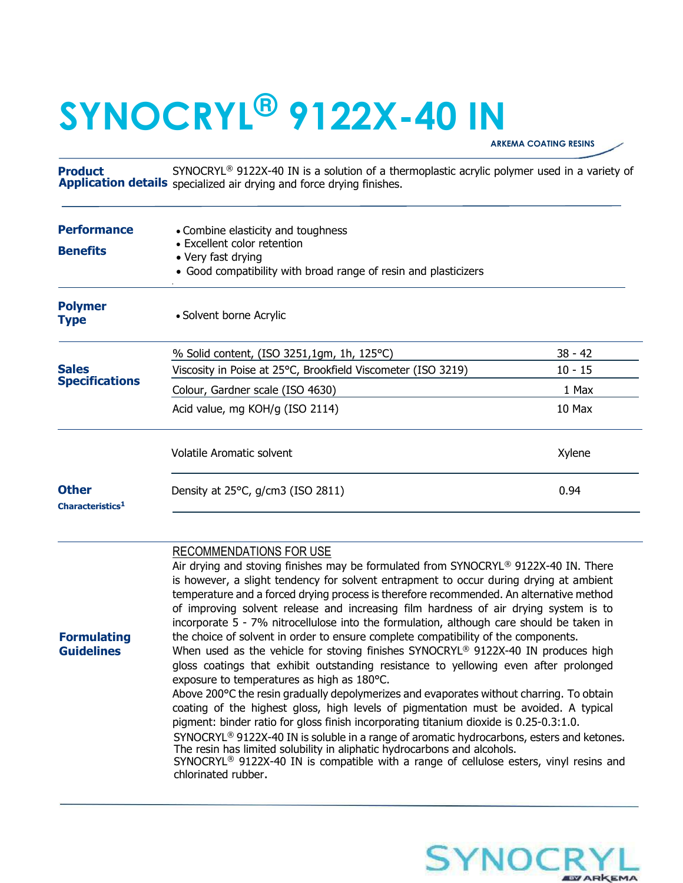# SYNOCRYL® 9122X-40 IN

ARKEMA COATING RESINS

**Product Application details**

SYNOCRYL® 9122X-40 IN is a solution of a thermoplastic acrylic polymer used in a variety of specialized air drying and force drying finishes.

**Performance Benefits**

- Combine elasticity and toughness
- Excellent color retention
- Very fast drying
- Good compatibility with broad range of resin and plasticizers

**Polymer Type**

- Solvent borne Acrylic

**Sales Specifications**

| Property | Value |
|---|---|
| % Solid content, (ISO 3251,1gm, 1h, 125°C) | 38 - 42 |
| Viscosity in Poise at 25°C, Brookfield Viscometer (ISO 3219) | 10 - 15 |
| Colour, Gardner scale (ISO 4630) | 1 Max |
| Acid value, mg KOH/g (ISO 2114) | 10 Max |

**Other Characteristics[1]**

| Property | Value |
|---|---|
| Volatile Aromatic solvent | Xylene |
| Density at 25°C, g/cm3 (ISO 2811) | 0.94 |

**Formulating Guidelines**

RECOMMENDATIONS FOR USE

Air drying and stoving finishes may be formulated from SYNOCRYL® 9122X-40 IN. There is however, a slight tendency for solvent entrapment to occur during drying at ambient temperature and a forced drying process is therefore recommended. An alternative method of improving solvent release and increasing film hardness of air drying system is to incorporate 5 - 7% nitrocellulose into the formulation, although care should be taken in the choice of solvent in order to ensure complete compatibility of the components.

When used as the vehicle for stoving finishes SYNOCRYL® 9122X-40 IN produces high gloss coatings that exhibit outstanding resistance to yellowing even after prolonged exposure to temperatures as high as 180°C.

Above 200°C the resin gradually depolymerizes and evaporates without charring. To obtain coating of the highest gloss, high levels of pigmentation must be avoided. A typical pigment: binder ratio for gloss finish incorporating titanium dioxide is 0.25-0.3:1.0.

SYNOCRYL® 9122X-40 IN is soluble in a range of aromatic hydrocarbons, esters and ketones. The resin has limited solubility in aliphatic hydrocarbons and alcohols.

SYNOCRYL® 9122X-40 IN is compatible with a range of cellulose esters, vinyl resins and chlorinated rubber.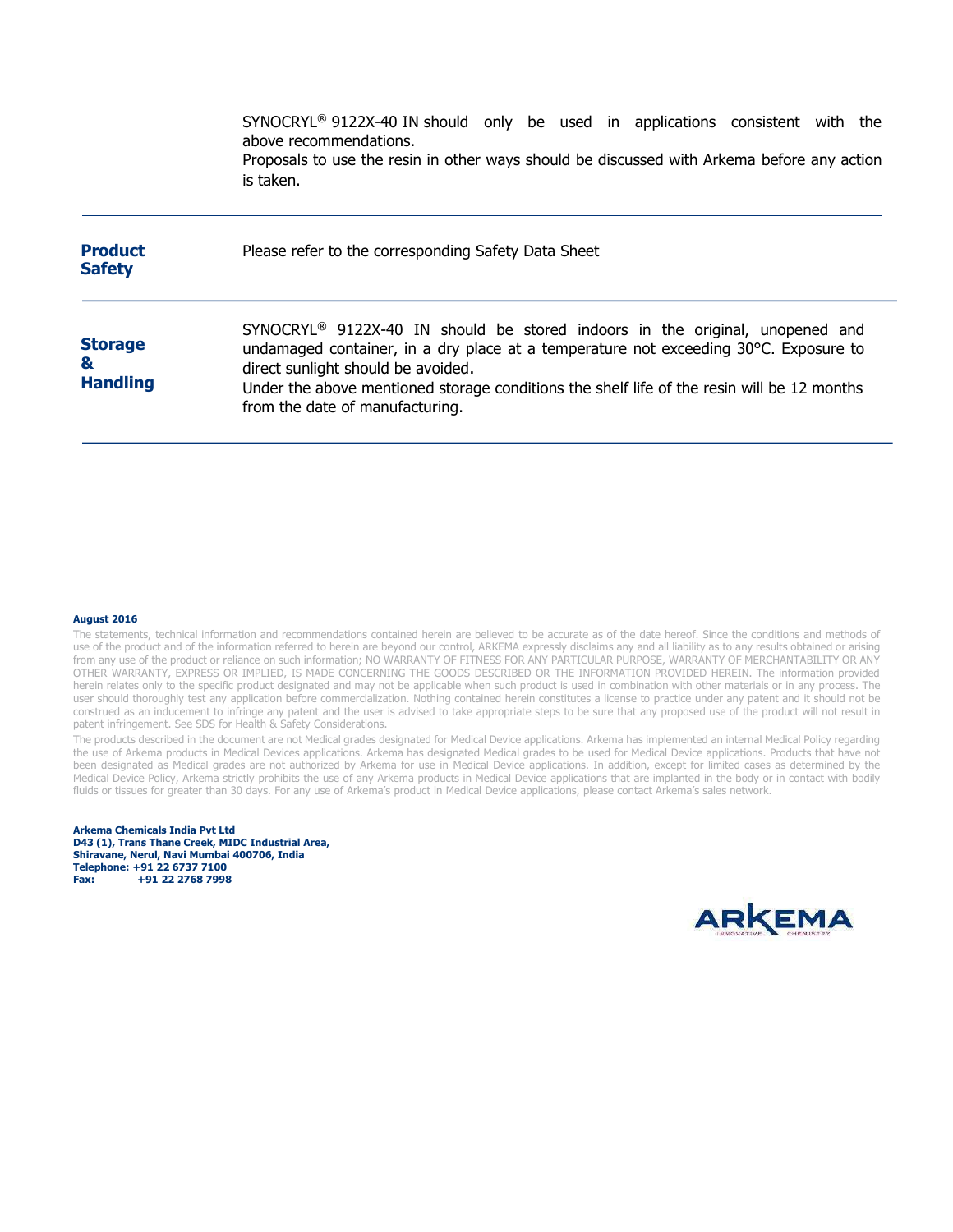SYNOCRYL® 9122X-40 IN should only be used in applications consistent with the above recommendations.
Proposals to use the resin in other ways should be discussed with Arkema before any action is taken.

---

**Product Safety**

Please refer to the corresponding Safety Data Sheet

---

**Storage & Handling**

SYNOCRYL® 9122X-40 IN should be stored indoors in the original, unopened and undamaged container, in a dry place at a temperature not exceeding 30°C. Exposure to direct sunlight should be avoided.
Under the above mentioned storage conditions the shelf life of the resin will be 12 months from the date of manufacturing.

---

**August 2016**

The statements, technical information and recommendations contained herein are believed to be accurate as of the date hereof. Since the conditions and methods of use of the product and of the information referred to herein are beyond our control, ARKEMA expressly disclaims any and all liability as to any results obtained or arising from any use of the product or reliance on such information; NO WARRANTY OF FITNESS FOR ANY PARTICULAR PURPOSE, WARRANTY OF MERCHANTABILITY OR ANY OTHER WARRANTY, EXPRESS OR IMPLIED, IS MADE CONCERNING THE GOODS DESCRIBED OR THE INFORMATION PROVIDED HEREIN. The information provided herein relates only to the specific product designated and may not be applicable when such product is used in combination with other materials or in any process. The user should thoroughly test any application before commercialization. Nothing contained herein constitutes a license to practice under any patent and it should not be construed as an inducement to infringe any patent and the user is advised to take appropriate steps to be sure that any proposed use of the product will not result in patent infringement. See SDS for Health & Safety Considerations.

The products described in the document are not Medical grades designated for Medical Device applications. Arkema has implemented an internal Medical Policy regarding the use of Arkema products in Medical Devices applications. Arkema has designated Medical grades to be used for Medical Device applications. Products that have not been designated as Medical grades are not authorized by Arkema for use in Medical Device applications. In addition, except for limited cases as determined by the Medical Device Policy, Arkema strictly prohibits the use of any Arkema products in Medical Device applications that are implanted in the body or in contact with bodily fluids or tissues for greater than 30 days. For any use of Arkema's product in Medical Device applications, please contact Arkema's sales network.

**Arkema Chemicals India Pvt Ltd**
**D43 (1), Trans Thane Creek, MIDC Industrial Area,**
**Shiravane, Nerul, Navi Mumbai 400706, India**
**Telephone: +91 22 6737 7100**
**Fax: +91 22 2768 7998**

ARKEMA
INNOVATIVE CHEMISTRY